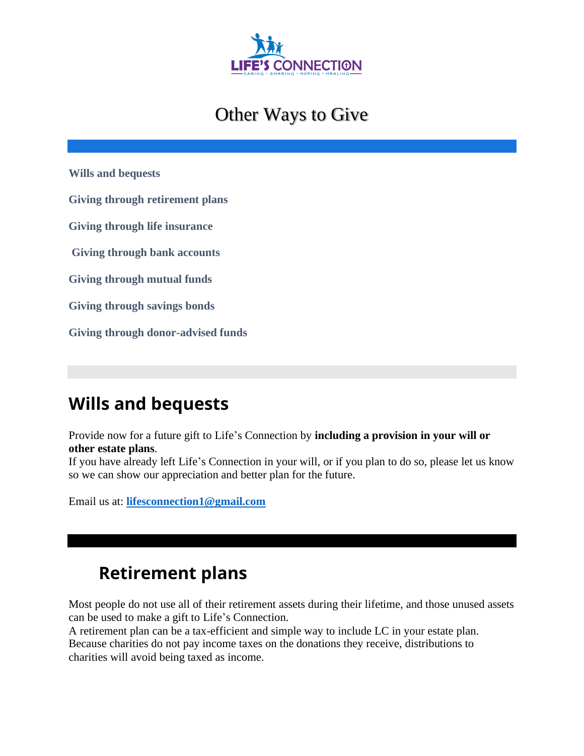LIFE'S CONNECTION

CARING • SHARING • HOPING • HEALING

# Other Ways to Give

**Wills and bequests**

**Giving through retirement plans**

**Giving through life insurance**

**Giving through bank accounts**

**Giving through mutual funds**

**Giving through savings bonds**

**Giving through donor-advised funds**

## Wills and bequests

Provide now for a future gift to Life's Connection by **including a provision in your will or other estate plans**.
If you have already left Life's Connection in your will, or if you plan to do so, please let us know so we can show our appreciation and better plan for the future.

Email us at: **lifesconnection1@gmail.com**

## Retirement plans

Most people do not use all of their retirement assets during their lifetime, and those unused assets can be used to make a gift to Life's Connection.
A retirement plan can be a tax-efficient and simple way to include LC in your estate plan. Because charities do not pay income taxes on the donations they receive, distributions to charities will avoid being taxed as income.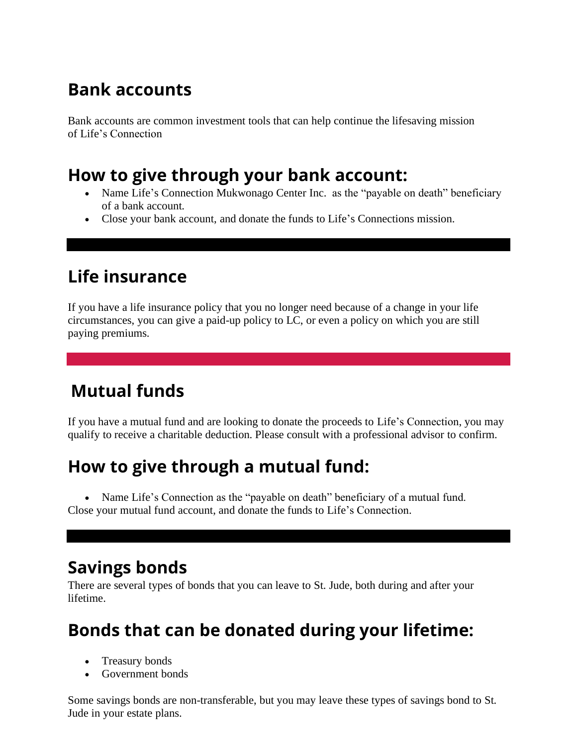## Bank accounts

Bank accounts are common investment tools that can help continue the lifesaving mission of Life's Connection

## How to give through your bank account:

- Name Life's Connection Mukwonago Center Inc. as the "payable on death" beneficiary of a bank account.
- Close your bank account, and donate the funds to Life's Connections mission.

---

## Life insurance

If you have a life insurance policy that you no longer need because of a change in your life circumstances, you can give a paid-up policy to LC, or even a policy on which you are still paying premiums.

---

## Mutual funds

If you have a mutual fund and are looking to donate the proceeds to Life's Connection, you may qualify to receive a charitable deduction. Please consult with a professional advisor to confirm.

## How to give through a mutual fund:

- Name Life's Connection as the "payable on death" beneficiary of a mutual fund.

Close your mutual fund account, and donate the funds to Life's Connection.

---

## Savings bonds

There are several types of bonds that you can leave to St. Jude, both during and after your lifetime.

## Bonds that can be donated during your lifetime:

- Treasury bonds
- Government bonds

Some savings bonds are non-transferable, but you may leave these types of savings bond to St. Jude in your estate plans.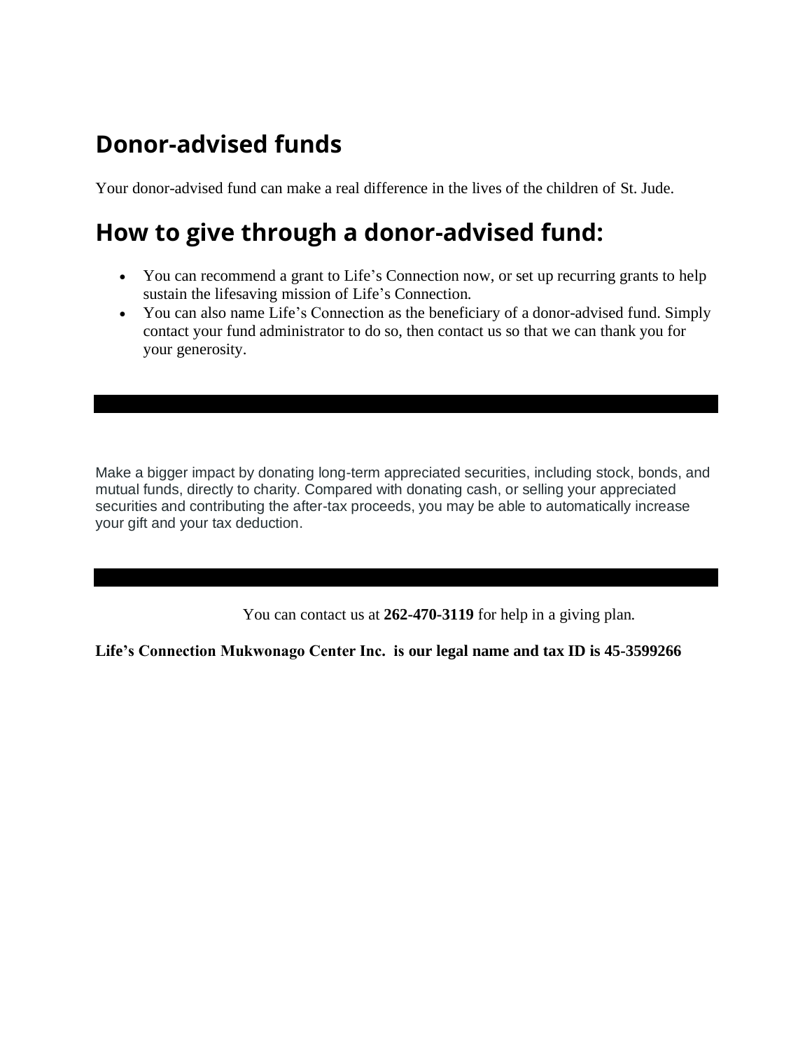## Donor-advised funds

Your donor-advised fund can make a real difference in the lives of the children of St. Jude.

## How to give through a donor-advised fund:

- You can recommend a grant to Life's Connection now, or set up recurring grants to help sustain the lifesaving mission of Life's Connection.
- You can also name Life's Connection as the beneficiary of a donor-advised fund. Simply contact your fund administrator to do so, then contact us so that we can thank you for your generosity.

---

Make a bigger impact by donating long-term appreciated securities, including stock, bonds, and mutual funds, directly to charity. Compared with donating cash, or selling your appreciated securities and contributing the after-tax proceeds, you may be able to automatically increase your gift and your tax deduction.

---

You can contact us at **262-470-3119** for help in a giving plan.

**Life's Connection Mukwonago Center Inc. is our legal name and tax ID is 45-3599266**